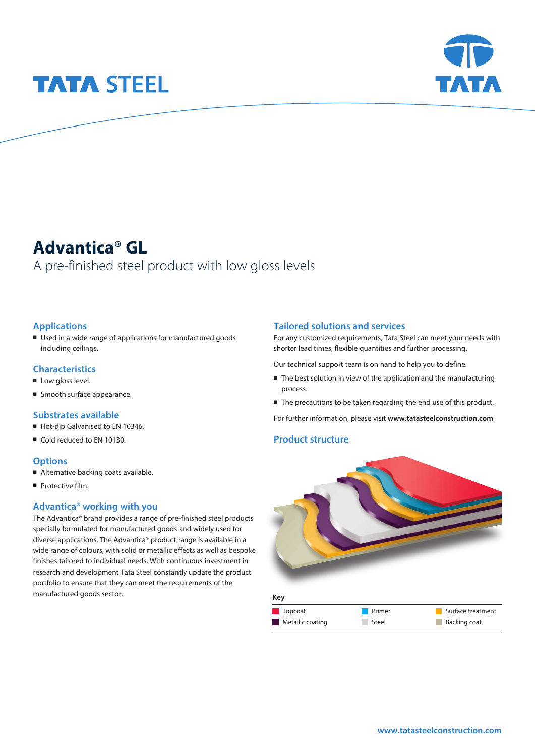# Advantica® GL

A pre-finished steel product with low gloss levels

## Applications

- Used in a wide range of applications for manufactured goods including ceilings.

## Characteristics

- Low gloss level.
- Smooth surface appearance.

## Substrates available

- Hot-dip Galvanised to EN 10346.
- Cold reduced to EN 10130.

## Options

- Alternative backing coats available.
- Protective film.

## Advantica® working with you

The Advantica® brand provides a range of pre-finished steel products specially formulated for manufactured goods and widely used for diverse applications. The Advantica® product range is available in a wide range of colours, with solid or metallic effects as well as bespoke finishes tailored to individual needs. With continuous investment in research and development Tata Steel constantly update the product portfolio to ensure that they can meet the requirements of the manufactured goods sector.

## Tailored solutions and services

For any customized requirements, Tata Steel can meet your needs with shorter lead times, flexible quantities and further processing.

Our technical support team is on hand to help you to define:

- The best solution in view of the application and the manufacturing process.
- The precautions to be taken regarding the end use of this product.

For further information, please visit **www.tatasteelconstruction.com**

## Product structure

**Key**

| | | |
|---|---|---|
| Topcoat | Primer | Surface treatment |
| Metallic coating | Steel | Backing coat |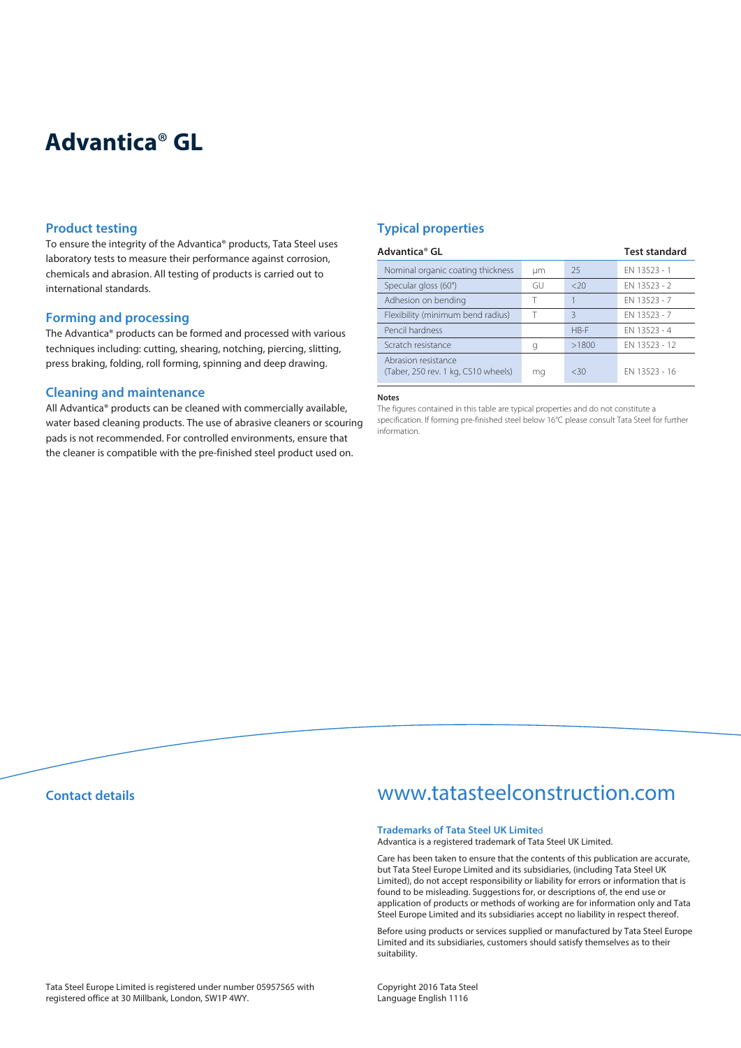# Advantica® GL

## Product testing

To ensure the integrity of the Advantica® products, Tata Steel uses laboratory tests to measure their performance against corrosion, chemicals and abrasion. All testing of products is carried out to international standards.

## Forming and processing

The Advantica® products can be formed and processed with various techniques including: cutting, shearing, notching, piercing, slitting, press braking, folding, roll forming, spinning and deep drawing.

## Cleaning and maintenance

All Advantica® products can be cleaned with commercially available, water based cleaning products. The use of abrasive cleaners or scouring pads is not recommended. For controlled environments, ensure that the cleaner is compatible with the pre-finished steel product used on.

## Typical properties

| Advantica® GL | | | Test standard |
|---|---|---|---|
| Nominal organic coating thickness | µm | 25 | EN 13523 - 1 |
| Specular gloss (60°) | GU | <20 | EN 13523 - 2 |
| Adhesion on bending | T | 1 | EN 13523 - 7 |
| Flexibility (minimum bend radius) | T | 3 | EN 13523 - 7 |
| Pencil hardness | | HB-F | EN 13523 - 4 |
| Scratch resistance | g | >1800 | EN 13523 - 12 |
| Abrasion resistance (Taber, 250 rev. 1 kg, CS10 wheels) | mg | <30 | EN 13523 - 16 |

**Notes**

The figures contained in this table are typical properties and do not constitute a specification. If forming pre-finished steel below 16°C please consult Tata Steel for further information.

## Contact details

## www.tatasteelconstruction.com

**Trademarks of Tata Steel UK Limited**

Advantica is a registered trademark of Tata Steel UK Limited.

Care has been taken to ensure that the contents of this publication are accurate, but Tata Steel Europe Limited and its subsidiaries, (including Tata Steel UK Limited), do not accept responsibility or liability for errors or information that is found to be misleading. Suggestions for, or descriptions of, the end use or application of products or methods of working are for information only and Tata Steel Europe Limited and its subsidiaries accept no liability in respect thereof.

Before using products or services supplied or manufactured by Tata Steel Europe Limited and its subsidiaries, customers should satisfy themselves as to their suitability.

Tata Steel Europe Limited is registered under number 05957565 with registered office at 30 Millbank, London, SW1P 4WY.

Copyright 2016 Tata Steel
Language English 1116